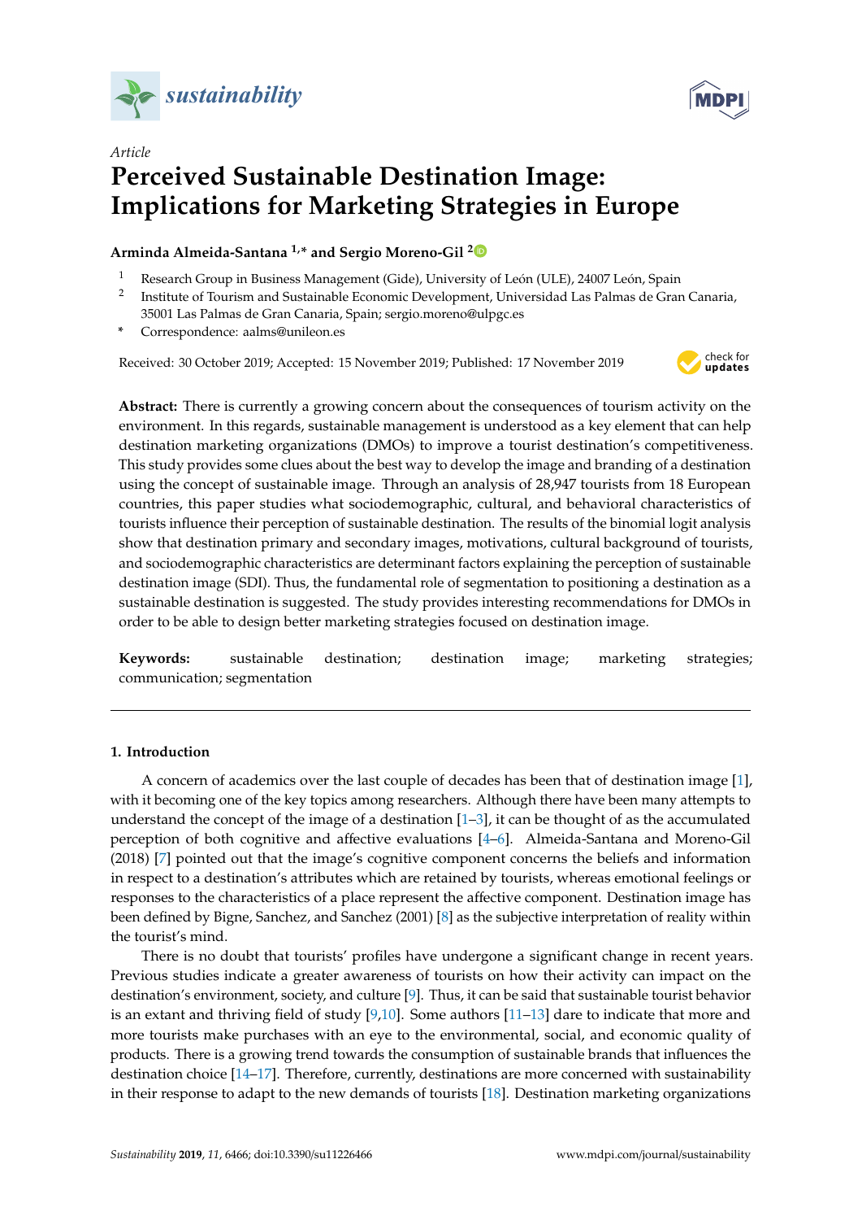*Article*

# Perceived Sustainable Destination Image: Implications for Marketing Strategies in Europe

**Arminda Almeida-Santana [1,*] and Sergio Moreno-Gil [2]**

[1] Research Group in Business Management (Gide), University of León (ULE), 24007 León, Spain

[2] Institute of Tourism and Sustainable Economic Development, Universidad Las Palmas de Gran Canaria, 35001 Las Palmas de Gran Canaria, Spain; sergio.moreno@ulpgc.es

\* Correspondence: aalms@unileon.es

Received: 30 October 2019; Accepted: 15 November 2019; Published: 17 November 2019

**Abstract:** There is currently a growing concern about the consequences of tourism activity on the environment. In this regards, sustainable management is understood as a key element that can help destination marketing organizations (DMOs) to improve a tourist destination's competitiveness. This study provides some clues about the best way to develop the image and branding of a destination using the concept of sustainable image. Through an analysis of 28,947 tourists from 18 European countries, this paper studies what sociodemographic, cultural, and behavioral characteristics of tourists influence their perception of sustainable destination. The results of the binomial logit analysis show that destination primary and secondary images, motivations, cultural background of tourists, and sociodemographic characteristics are determinant factors explaining the perception of sustainable destination image (SDI). Thus, the fundamental role of segmentation to positioning a destination as a sustainable destination is suggested. The study provides interesting recommendations for DMOs in order to be able to design better marketing strategies focused on destination image.

**Keywords:** sustainable destination; destination image; marketing strategies; communication; segmentation

## 1. Introduction

A concern of academics over the last couple of decades has been that of destination image [1], with it becoming one of the key topics among researchers. Although there have been many attempts to understand the concept of the image of a destination [1–3], it can be thought of as the accumulated perception of both cognitive and affective evaluations [4–6]. Almeida-Santana and Moreno-Gil (2018) [7] pointed out that the image's cognitive component concerns the beliefs and information in respect to a destination's attributes which are retained by tourists, whereas emotional feelings or responses to the characteristics of a place represent the affective component. Destination image has been defined by Bigne, Sanchez, and Sanchez (2001) [8] as the subjective interpretation of reality within the tourist's mind.

There is no doubt that tourists' profiles have undergone a significant change in recent years. Previous studies indicate a greater awareness of tourists on how their activity can impact on the destination's environment, society, and culture [9]. Thus, it can be said that sustainable tourist behavior is an extant and thriving field of study [9,10]. Some authors [11–13] dare to indicate that more and more tourists make purchases with an eye to the environmental, social, and economic quality of products. There is a growing trend towards the consumption of sustainable brands that influences the destination choice [14–17]. Therefore, currently, destinations are more concerned with sustainability in their response to adapt to the new demands of tourists [18]. Destination marketing organizations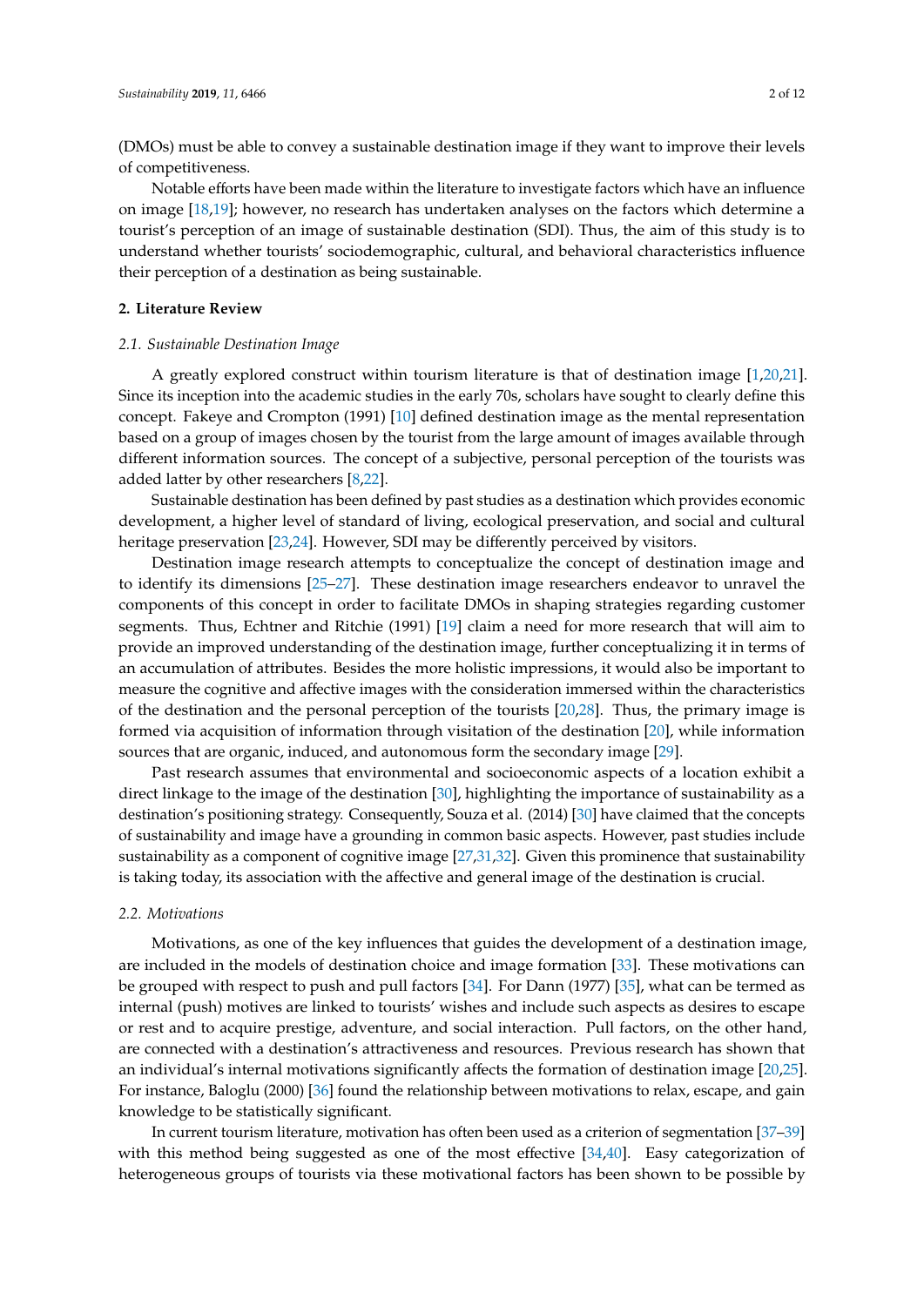(DMOs) must be able to convey a sustainable destination image if they want to improve their levels of competitiveness.

Notable efforts have been made within the literature to investigate factors which have an influence on image [18,19]; however, no research has undertaken analyses on the factors which determine a tourist's perception of an image of sustainable destination (SDI). Thus, the aim of this study is to understand whether tourists' sociodemographic, cultural, and behavioral characteristics influence their perception of a destination as being sustainable.

## 2. Literature Review

### 2.1. Sustainable Destination Image

A greatly explored construct within tourism literature is that of destination image [1,20,21]. Since its inception into the academic studies in the early 70s, scholars have sought to clearly define this concept. Fakeye and Crompton (1991) [10] defined destination image as the mental representation based on a group of images chosen by the tourist from the large amount of images available through different information sources. The concept of a subjective, personal perception of the tourists was added latter by other researchers [8,22].

Sustainable destination has been defined by past studies as a destination which provides economic development, a higher level of standard of living, ecological preservation, and social and cultural heritage preservation [23,24]. However, SDI may be differently perceived by visitors.

Destination image research attempts to conceptualize the concept of destination image and to identify its dimensions [25–27]. These destination image researchers endeavor to unravel the components of this concept in order to facilitate DMOs in shaping strategies regarding customer segments. Thus, Echtner and Ritchie (1991) [19] claim a need for more research that will aim to provide an improved understanding of the destination image, further conceptualizing it in terms of an accumulation of attributes. Besides the more holistic impressions, it would also be important to measure the cognitive and affective images with the consideration immersed within the characteristics of the destination and the personal perception of the tourists [20,28]. Thus, the primary image is formed via acquisition of information through visitation of the destination [20], while information sources that are organic, induced, and autonomous form the secondary image [29].

Past research assumes that environmental and socioeconomic aspects of a location exhibit a direct linkage to the image of the destination [30], highlighting the importance of sustainability as a destination's positioning strategy. Consequently, Souza et al. (2014) [30] have claimed that the concepts of sustainability and image have a grounding in common basic aspects. However, past studies include sustainability as a component of cognitive image [27,31,32]. Given this prominence that sustainability is taking today, its association with the affective and general image of the destination is crucial.

### 2.2. Motivations

Motivations, as one of the key influences that guides the development of a destination image, are included in the models of destination choice and image formation [33]. These motivations can be grouped with respect to push and pull factors [34]. For Dann (1977) [35], what can be termed as internal (push) motives are linked to tourists' wishes and include such aspects as desires to escape or rest and to acquire prestige, adventure, and social interaction. Pull factors, on the other hand, are connected with a destination's attractiveness and resources. Previous research has shown that an individual's internal motivations significantly affects the formation of destination image [20,25]. For instance, Baloglu (2000) [36] found the relationship between motivations to relax, escape, and gain knowledge to be statistically significant.

In current tourism literature, motivation has often been used as a criterion of segmentation [37–39] with this method being suggested as one of the most effective [34,40]. Easy categorization of heterogeneous groups of tourists via these motivational factors has been shown to be possible by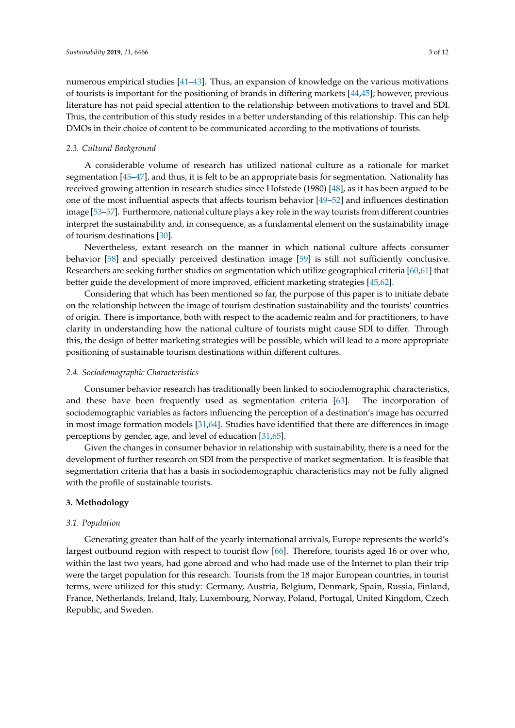numerous empirical studies [41–43]. Thus, an expansion of knowledge on the various motivations of tourists is important for the positioning of brands in differing markets [44,45]; however, previous literature has not paid special attention to the relationship between motivations to travel and SDI. Thus, the contribution of this study resides in a better understanding of this relationship. This can help DMOs in their choice of content to be communicated according to the motivations of tourists.

### 2.3. Cultural Background

A considerable volume of research has utilized national culture as a rationale for market segmentation [45–47], and thus, it is felt to be an appropriate basis for segmentation. Nationality has received growing attention in research studies since Hofstede (1980) [48], as it has been argued to be one of the most influential aspects that affects tourism behavior [49–52] and influences destination image [53–57]. Furthermore, national culture plays a key role in the way tourists from different countries interpret the sustainability and, in consequence, as a fundamental element on the sustainability image of tourism destinations [30].

Nevertheless, extant research on the manner in which national culture affects consumer behavior [58] and specially perceived destination image [59] is still not sufficiently conclusive. Researchers are seeking further studies on segmentation which utilize geographical criteria [60,61] that better guide the development of more improved, efficient marketing strategies [45,62].

Considering that which has been mentioned so far, the purpose of this paper is to initiate debate on the relationship between the image of tourism destination sustainability and the tourists' countries of origin. There is importance, both with respect to the academic realm and for practitioners, to have clarity in understanding how the national culture of tourists might cause SDI to differ. Through this, the design of better marketing strategies will be possible, which will lead to a more appropriate positioning of sustainable tourism destinations within different cultures.

### 2.4. Sociodemographic Characteristics

Consumer behavior research has traditionally been linked to sociodemographic characteristics, and these have been frequently used as segmentation criteria [63]. The incorporation of sociodemographic variables as factors influencing the perception of a destination's image has occurred in most image formation models [31,64]. Studies have identified that there are differences in image perceptions by gender, age, and level of education [31,65].

Given the changes in consumer behavior in relationship with sustainability, there is a need for the development of further research on SDI from the perspective of market segmentation. It is feasible that segmentation criteria that has a basis in sociodemographic characteristics may not be fully aligned with the profile of sustainable tourists.

## 3. Methodology

### 3.1. Population

Generating greater than half of the yearly international arrivals, Europe represents the world's largest outbound region with respect to tourist flow [66]. Therefore, tourists aged 16 or over who, within the last two years, had gone abroad and who had made use of the Internet to plan their trip were the target population for this research. Tourists from the 18 major European countries, in tourist terms, were utilized for this study: Germany, Austria, Belgium, Denmark, Spain, Russia, Finland, France, Netherlands, Ireland, Italy, Luxembourg, Norway, Poland, Portugal, United Kingdom, Czech Republic, and Sweden.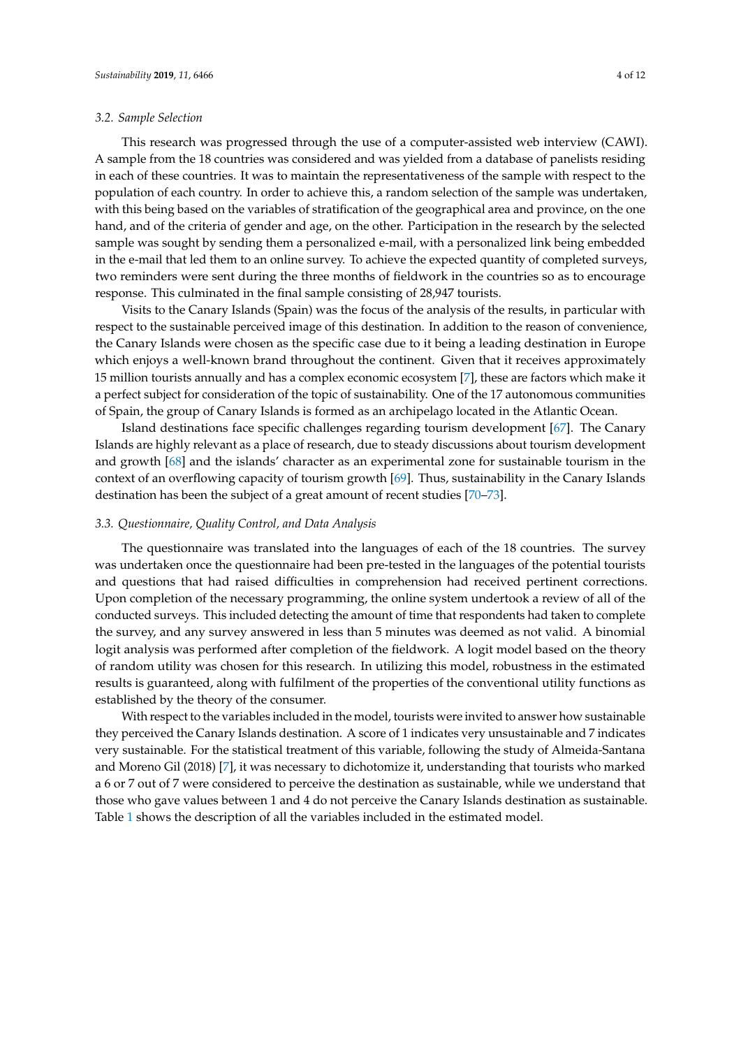### 3.2. Sample Selection

This research was progressed through the use of a computer-assisted web interview (CAWI). A sample from the 18 countries was considered and was yielded from a database of panelists residing in each of these countries. It was to maintain the representativeness of the sample with respect to the population of each country. In order to achieve this, a random selection of the sample was undertaken, with this being based on the variables of stratification of the geographical area and province, on the one hand, and of the criteria of gender and age, on the other. Participation in the research by the selected sample was sought by sending them a personalized e-mail, with a personalized link being embedded in the e-mail that led them to an online survey. To achieve the expected quantity of completed surveys, two reminders were sent during the three months of fieldwork in the countries so as to encourage response. This culminated in the final sample consisting of 28,947 tourists.

Visits to the Canary Islands (Spain) was the focus of the analysis of the results, in particular with respect to the sustainable perceived image of this destination. In addition to the reason of convenience, the Canary Islands were chosen as the specific case due to it being a leading destination in Europe which enjoys a well-known brand throughout the continent. Given that it receives approximately 15 million tourists annually and has a complex economic ecosystem [7], these are factors which make it a perfect subject for consideration of the topic of sustainability. One of the 17 autonomous communities of Spain, the group of Canary Islands is formed as an archipelago located in the Atlantic Ocean.

Island destinations face specific challenges regarding tourism development [67]. The Canary Islands are highly relevant as a place of research, due to steady discussions about tourism development and growth [68] and the islands' character as an experimental zone for sustainable tourism in the context of an overflowing capacity of tourism growth [69]. Thus, sustainability in the Canary Islands destination has been the subject of a great amount of recent studies [70–73].

### 3.3. Questionnaire, Quality Control, and Data Analysis

The questionnaire was translated into the languages of each of the 18 countries. The survey was undertaken once the questionnaire had been pre-tested in the languages of the potential tourists and questions that had raised difficulties in comprehension had received pertinent corrections. Upon completion of the necessary programming, the online system undertook a review of all of the conducted surveys. This included detecting the amount of time that respondents had taken to complete the survey, and any survey answered in less than 5 minutes was deemed as not valid. A binomial logit analysis was performed after completion of the fieldwork. A logit model based on the theory of random utility was chosen for this research. In utilizing this model, robustness in the estimated results is guaranteed, along with fulfilment of the properties of the conventional utility functions as established by the theory of the consumer.

With respect to the variables included in the model, tourists were invited to answer how sustainable they perceived the Canary Islands destination. A score of 1 indicates very unsustainable and 7 indicates very sustainable. For the statistical treatment of this variable, following the study of Almeida-Santana and Moreno Gil (2018) [7], it was necessary to dichotomize it, understanding that tourists who marked a 6 or 7 out of 7 were considered to perceive the destination as sustainable, while we understand that those who gave values between 1 and 4 do not perceive the Canary Islands destination as sustainable. Table 1 shows the description of all the variables included in the estimated model.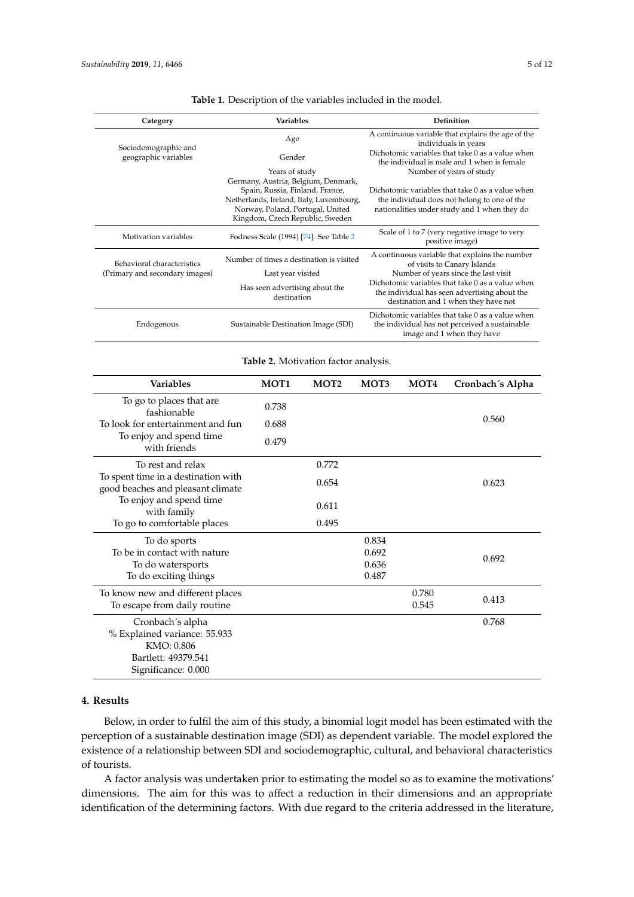**Table 1.** Description of the variables included in the model.

| Category | Variables | Definition |
|---|---|---|
| Sociodemographic and geographic variables | Age | A continuous variable that explains the age of the individuals in years |
| | Gender | Dichotomic variables that take 0 as a value when the individual is male and 1 when is female |
| | Years of study | Number of years of study |
| | Germany, Austria, Belgium, Denmark, Spain, Russia, Finland, France, Netherlands, Ireland, Italy, Luxembourg, Norway, Poland, Portugal, United Kingdom, Czech Republic, Sweden | Dichotomic variables that take 0 as a value when the individual does not belong to one of the nationalities under study and 1 when they do |
| Motivation variables | Fodness Scale (1994) [74]. See Table 2 | Scale of 1 to 7 (very negative image to very positive image) |
| Behavioral characteristics (Primary and secondary images) | Number of times a destination is visited | A continuous variable that explains the number of visits to Canary Islands |
| | Last year visited | Number of years since the last visit |
| | Has seen advertising about the destination | Dichotomic variables that take 0 as a value when the individual has seen advertising about the destination and 1 when they have not |
| Endogenous | Sustainable Destination Image (SDI) | Dichotomic variables that take 0 as a value when the individual has not perceived a sustainable image and 1 when they have |

**Table 2.** Motivation factor analysis.

| Variables | MOT1 | MOT2 | MOT3 | MOT4 | Cronbach´s Alpha |
|---|---|---|---|---|---|
| To go to places that are fashionable | 0.738 | | | | 0.560 |
| To look for entertainment and fun | 0.688 | | | | |
| To enjoy and spend time with friends | 0.479 | | | | |
| To rest and relax | | 0.772 | | | 0.623 |
| To spent time in a destination with good beaches and pleasant climate | | 0.654 | | | |
| To enjoy and spend time with family | | 0.611 | | | |
| To go to comfortable places | | 0.495 | | | |
| To do sports | | | 0.834 | | 0.692 |
| To be in contact with nature | | | 0.692 | | |
| To do watersports | | | 0.636 | | |
| To do exciting things | | | 0.487 | | |
| To know new and different places | | | | 0.780 | 0.413 |
| To escape from daily routine | | | | 0.545 | |
| Cronbach´s alpha<br>% Explained variance: 55.933<br>KMO: 0.806<br>Bartlett: 49379.541<br>Significance: 0.000 | | | | | 0.768 |

## 4. Results

Below, in order to fulfil the aim of this study, a binomial logit model has been estimated with the perception of a sustainable destination image (SDI) as dependent variable. The model explored the existence of a relationship between SDI and sociodemographic, cultural, and behavioral characteristics of tourists.

A factor analysis was undertaken prior to estimating the model so as to examine the motivations' dimensions. The aim for this was to affect a reduction in their dimensions and an appropriate identification of the determining factors. With due regard to the criteria addressed in the literature,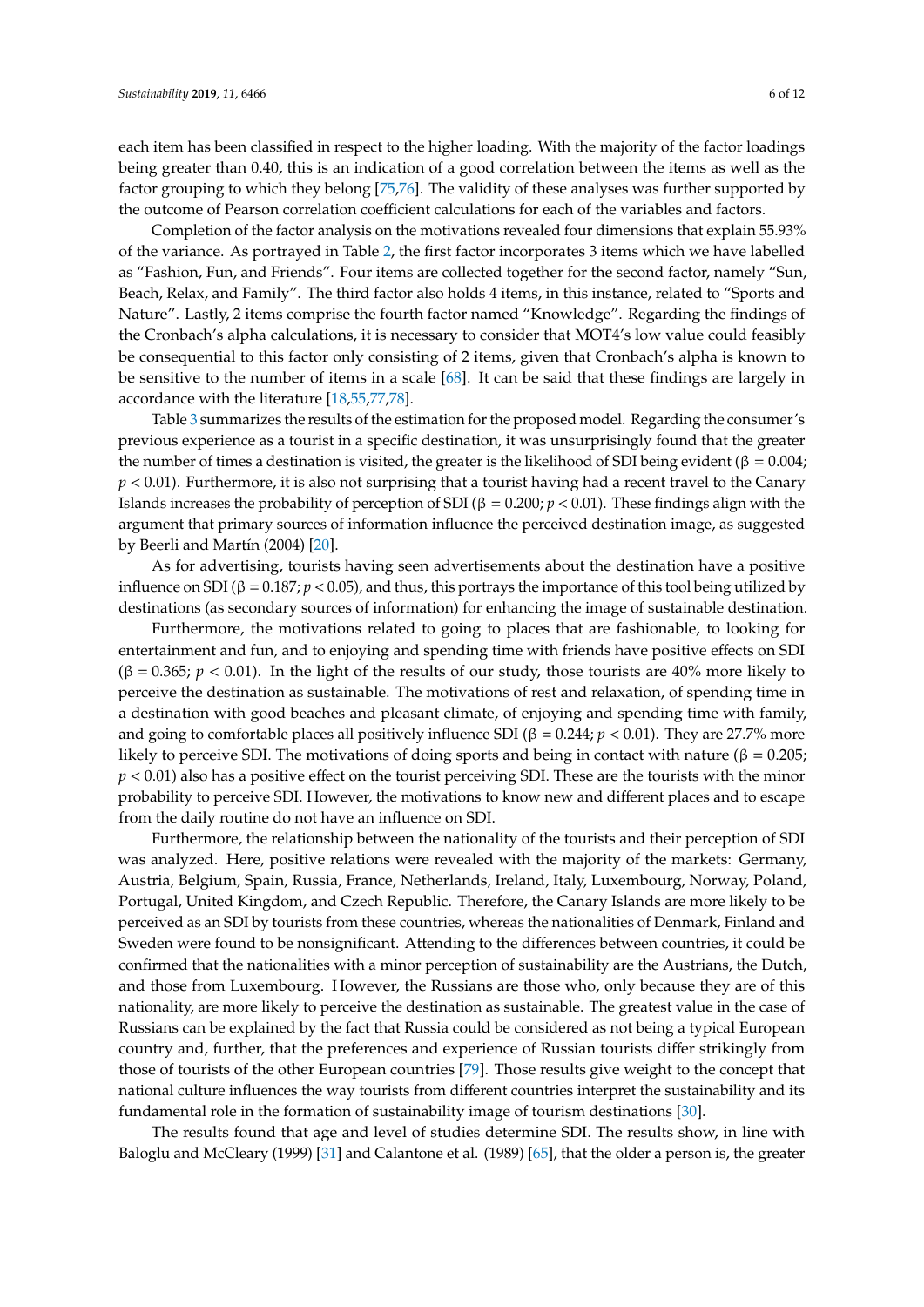each item has been classified in respect to the higher loading. With the majority of the factor loadings being greater than 0.40, this is an indication of a good correlation between the items as well as the factor grouping to which they belong [75,76]. The validity of these analyses was further supported by the outcome of Pearson correlation coefficient calculations for each of the variables and factors.

Completion of the factor analysis on the motivations revealed four dimensions that explain 55.93% of the variance. As portrayed in Table 2, the first factor incorporates 3 items which we have labelled as "Fashion, Fun, and Friends". Four items are collected together for the second factor, namely "Sun, Beach, Relax, and Family". The third factor also holds 4 items, in this instance, related to "Sports and Nature". Lastly, 2 items comprise the fourth factor named "Knowledge". Regarding the findings of the Cronbach's alpha calculations, it is necessary to consider that MOT4's low value could feasibly be consequential to this factor only consisting of 2 items, given that Cronbach's alpha is known to be sensitive to the number of items in a scale [68]. It can be said that these findings are largely in accordance with the literature [18,55,77,78].

Table 3 summarizes the results of the estimation for the proposed model. Regarding the consumer's previous experience as a tourist in a specific destination, it was unsurprisingly found that the greater the number of times a destination is visited, the greater is the likelihood of SDI being evident ($\beta = 0.004$; $p < 0.01$). Furthermore, it is also not surprising that a tourist having had a recent travel to the Canary Islands increases the probability of perception of SDI ($\beta = 0.200$; $p < 0.01$). These findings align with the argument that primary sources of information influence the perceived destination image, as suggested by Beerli and Martín (2004) [20].

As for advertising, tourists having seen advertisements about the destination have a positive influence on SDI ($\beta = 0.187$; $p < 0.05$), and thus, this portrays the importance of this tool being utilized by destinations (as secondary sources of information) for enhancing the image of sustainable destination.

Furthermore, the motivations related to going to places that are fashionable, to looking for entertainment and fun, and to enjoying and spending time with friends have positive effects on SDI ($\beta = 0.365$; $p < 0.01$). In the light of the results of our study, those tourists are 40% more likely to perceive the destination as sustainable. The motivations of rest and relaxation, of spending time in a destination with good beaches and pleasant climate, of enjoying and spending time with family, and going to comfortable places all positively influence SDI ($\beta = 0.244$; $p < 0.01$). They are 27.7% more likely to perceive SDI. The motivations of doing sports and being in contact with nature ($\beta = 0.205$; $p < 0.01$) also has a positive effect on the tourist perceiving SDI. These are the tourists with the minor probability to perceive SDI. However, the motivations to know new and different places and to escape from the daily routine do not have an influence on SDI.

Furthermore, the relationship between the nationality of the tourists and their perception of SDI was analyzed. Here, positive relations were revealed with the majority of the markets: Germany, Austria, Belgium, Spain, Russia, France, Netherlands, Ireland, Italy, Luxembourg, Norway, Poland, Portugal, United Kingdom, and Czech Republic. Therefore, the Canary Islands are more likely to be perceived as an SDI by tourists from these countries, whereas the nationalities of Denmark, Finland and Sweden were found to be nonsignificant. Attending to the differences between countries, it could be confirmed that the nationalities with a minor perception of sustainability are the Austrians, the Dutch, and those from Luxembourg. However, the Russians are those who, only because they are of this nationality, are more likely to perceive the destination as sustainable. The greatest value in the case of Russians can be explained by the fact that Russia could be considered as not being a typical European country and, further, that the preferences and experience of Russian tourists differ strikingly from those of tourists of the other European countries [79]. Those results give weight to the concept that national culture influences the way tourists from different countries interpret the sustainability and its fundamental role in the formation of sustainability image of tourism destinations [30].

The results found that age and level of studies determine SDI. The results show, in line with Baloglu and McCleary (1999) [31] and Calantone et al. (1989) [65], that the older a person is, the greater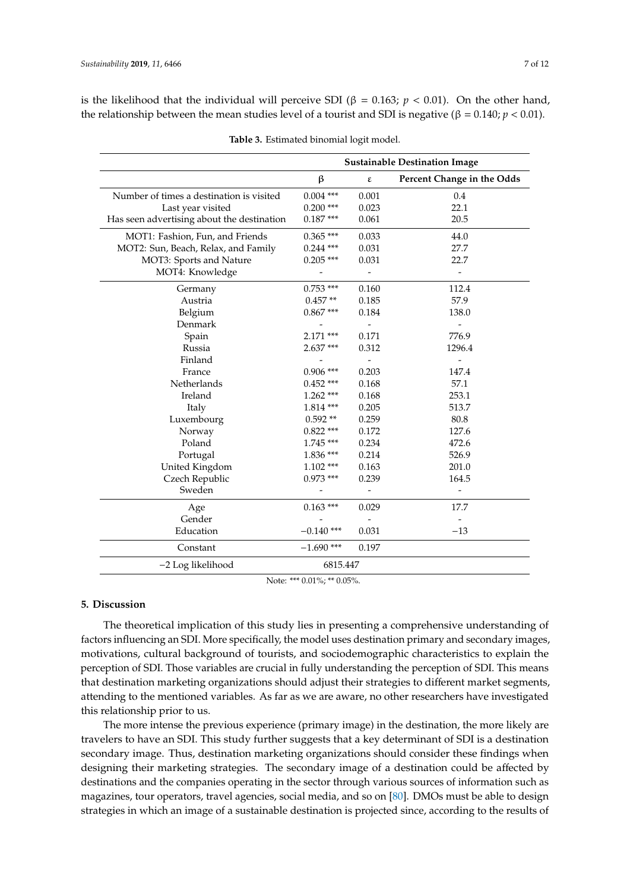is the likelihood that the individual will perceive SDI ($\beta = 0.163$; $p < 0.01$). On the other hand, the relationship between the mean studies level of a tourist and SDI is negative ($\beta = 0.140$; $p < 0.01$).

**Table 3.** Estimated binomial logit model.

| | Sustainable Destination Image | | |
|---|---|---|---|
| | β | ε | Percent Change in the Odds |
| Number of times a destination is visited | 0.004 *** | 0.001 | 0.4 |
| Last year visited | 0.200 *** | 0.023 | 22.1 |
| Has seen advertising about the destination | 0.187 *** | 0.061 | 20.5 |
| MOT1: Fashion, Fun, and Friends | 0.365 *** | 0.033 | 44.0 |
| MOT2: Sun, Beach, Relax, and Family | 0.244 *** | 0.031 | 27.7 |
| MOT3: Sports and Nature | 0.205 *** | 0.031 | 22.7 |
| MOT4: Knowledge | - | - | - |
| Germany | 0.753 *** | 0.160 | 112.4 |
| Austria | 0.457 ** | 0.185 | 57.9 |
| Belgium | 0.867 *** | 0.184 | 138.0 |
| Denmark | - | - | - |
| Spain | 2.171 *** | 0.171 | 776.9 |
| Russia | 2.637 *** | 0.312 | 1296.4 |
| Finland | - | - | - |
| France | 0.906 *** | 0.203 | 147.4 |
| Netherlands | 0.452 *** | 0.168 | 57.1 |
| Ireland | 1.262 *** | 0.168 | 253.1 |
| Italy | 1.814 *** | 0.205 | 513.7 |
| Luxembourg | 0.592 ** | 0.259 | 80.8 |
| Norway | 0.822 *** | 0.172 | 127.6 |
| Poland | 1.745 *** | 0.234 | 472.6 |
| Portugal | 1.836 *** | 0.214 | 526.9 |
| United Kingdom | 1.102 *** | 0.163 | 201.0 |
| Czech Republic | 0.973 *** | 0.239 | 164.5 |
| Sweden | - | - | - |
| Age | 0.163 *** | 0.029 | 17.7 |
| Gender | - | - | - |
| Education | −0.140 *** | 0.031 | −13 |
| Constant | −1.690 *** | 0.197 | |
| −2 Log likelihood | 6815.447 | | |

Note: *** 0.01%; ** 0.05%.

## 5. Discussion

The theoretical implication of this study lies in presenting a comprehensive understanding of factors influencing an SDI. More specifically, the model uses destination primary and secondary images, motivations, cultural background of tourists, and sociodemographic characteristics to explain the perception of SDI. Those variables are crucial in fully understanding the perception of SDI. This means that destination marketing organizations should adjust their strategies to different market segments, attending to the mentioned variables. As far as we are aware, no other researchers have investigated this relationship prior to us.

The more intense the previous experience (primary image) in the destination, the more likely are travelers to have an SDI. This study further suggests that a key determinant of SDI is a destination secondary image. Thus, destination marketing organizations should consider these findings when designing their marketing strategies. The secondary image of a destination could be affected by destinations and the companies operating in the sector through various sources of information such as magazines, tour operators, travel agencies, social media, and so on [80]. DMOs must be able to design strategies in which an image of a sustainable destination is projected since, according to the results of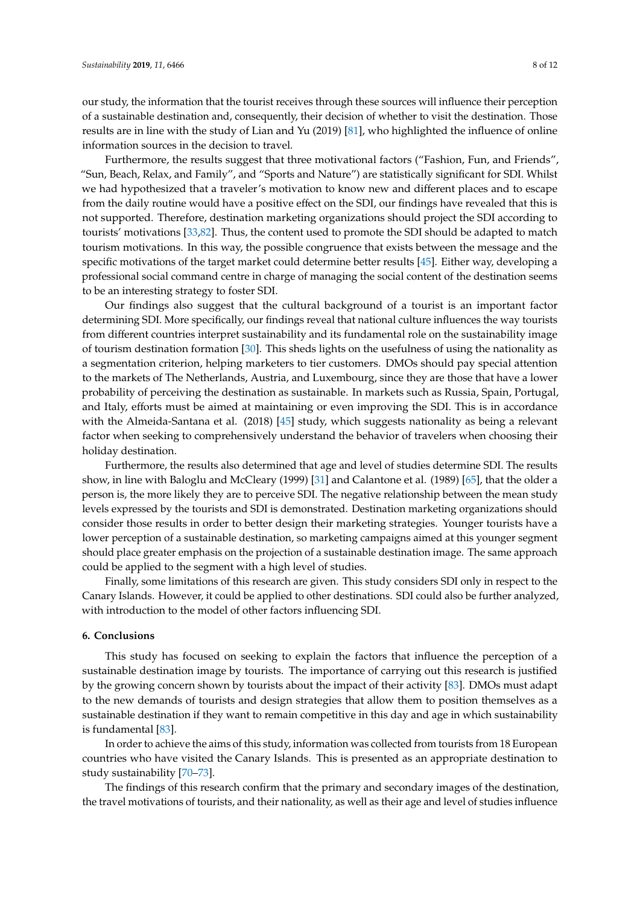our study, the information that the tourist receives through these sources will influence their perception of a sustainable destination and, consequently, their decision of whether to visit the destination. Those results are in line with the study of Lian and Yu (2019) [81], who highlighted the influence of online information sources in the decision to travel.

Furthermore, the results suggest that three motivational factors ("Fashion, Fun, and Friends", "Sun, Beach, Relax, and Family", and "Sports and Nature") are statistically significant for SDI. Whilst we had hypothesized that a traveler's motivation to know new and different places and to escape from the daily routine would have a positive effect on the SDI, our findings have revealed that this is not supported. Therefore, destination marketing organizations should project the SDI according to tourists' motivations [33,82]. Thus, the content used to promote the SDI should be adapted to match tourism motivations. In this way, the possible congruence that exists between the message and the specific motivations of the target market could determine better results [45]. Either way, developing a professional social command centre in charge of managing the social content of the destination seems to be an interesting strategy to foster SDI.

Our findings also suggest that the cultural background of a tourist is an important factor determining SDI. More specifically, our findings reveal that national culture influences the way tourists from different countries interpret sustainability and its fundamental role on the sustainability image of tourism destination formation [30]. This sheds lights on the usefulness of using the nationality as a segmentation criterion, helping marketers to tier customers. DMOs should pay special attention to the markets of The Netherlands, Austria, and Luxembourg, since they are those that have a lower probability of perceiving the destination as sustainable. In markets such as Russia, Spain, Portugal, and Italy, efforts must be aimed at maintaining or even improving the SDI. This is in accordance with the Almeida-Santana et al. (2018) [45] study, which suggests nationality as being a relevant factor when seeking to comprehensively understand the behavior of travelers when choosing their holiday destination.

Furthermore, the results also determined that age and level of studies determine SDI. The results show, in line with Baloglu and McCleary (1999) [31] and Calantone et al. (1989) [65], that the older a person is, the more likely they are to perceive SDI. The negative relationship between the mean study levels expressed by the tourists and SDI is demonstrated. Destination marketing organizations should consider those results in order to better design their marketing strategies. Younger tourists have a lower perception of a sustainable destination, so marketing campaigns aimed at this younger segment should place greater emphasis on the projection of a sustainable destination image. The same approach could be applied to the segment with a high level of studies.

Finally, some limitations of this research are given. This study considers SDI only in respect to the Canary Islands. However, it could be applied to other destinations. SDI could also be further analyzed, with introduction to the model of other factors influencing SDI.

## 6. Conclusions

This study has focused on seeking to explain the factors that influence the perception of a sustainable destination image by tourists. The importance of carrying out this research is justified by the growing concern shown by tourists about the impact of their activity [83]. DMOs must adapt to the new demands of tourists and design strategies that allow them to position themselves as a sustainable destination if they want to remain competitive in this day and age in which sustainability is fundamental [83].

In order to achieve the aims of this study, information was collected from tourists from 18 European countries who have visited the Canary Islands. This is presented as an appropriate destination to study sustainability [70–73].

The findings of this research confirm that the primary and secondary images of the destination, the travel motivations of tourists, and their nationality, as well as their age and level of studies influence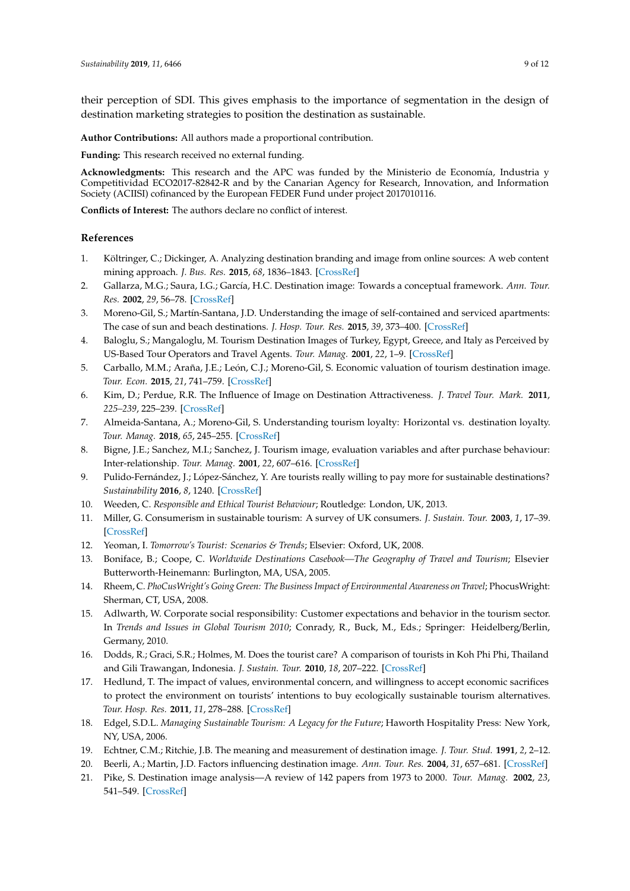their perception of SDI. This gives emphasis to the importance of segmentation in the design of destination marketing strategies to position the destination as sustainable.

**Author Contributions:** All authors made a proportional contribution.

**Funding:** This research received no external funding.

**Acknowledgments:** This research and the APC was funded by the Ministerio de Economía, Industria y Competitividad ECO2017-82842-R and by the Canarian Agency for Research, Innovation, and Information Society (ACIISI) cofinanced by the European FEDER Fund under project 2017010116.

**Conflicts of Interest:** The authors declare no conflict of interest.

## References

1. Költringer, C.; Dickinger, A. Analyzing destination branding and image from online sources: A web content mining approach. *J. Bus. Res.* **2015**, *68*, 1836–1843. [CrossRef]
2. Gallarza, M.G.; Saura, I.G.; García, H.C. Destination image: Towards a conceptual framework. *Ann. Tour. Res.* **2002**, *29*, 56–78. [CrossRef]
3. Moreno-Gil, S.; Martín-Santana, J.D. Understanding the image of self-contained and serviced apartments: The case of sun and beach destinations. *J. Hosp. Tour. Res.* **2015**, *39*, 373–400. [CrossRef]
4. Baloglu, S.; Mangaloglu, M. Tourism Destination Images of Turkey, Egypt, Greece, and Italy as Perceived by US-Based Tour Operators and Travel Agents. *Tour. Manag.* **2001**, *22*, 1–9. [CrossRef]
5. Carballo, M.M.; Araña, J.E.; León, C.J.; Moreno-Gil, S. Economic valuation of tourism destination image. *Tour. Econ.* **2015**, *21*, 741–759. [CrossRef]
6. Kim, D.; Perdue, R.R. The Influence of Image on Destination Attractiveness. *J. Travel Tour. Mark.* **2011**, *225–239*, 225–239. [CrossRef]
7. Almeida-Santana, A.; Moreno-Gil, S. Understanding tourism loyalty: Horizontal vs. destination loyalty. *Tour. Manag.* **2018**, *65*, 245–255. [CrossRef]
8. Bigne, J.E.; Sanchez, M.I.; Sanchez, J. Tourism image, evaluation variables and after purchase behaviour: Inter-relationship. *Tour. Manag.* **2001**, *22*, 607–616. [CrossRef]
9. Pulido-Fernández, J.; López-Sánchez, Y. Are tourists really willing to pay more for sustainable destinations? *Sustainability* **2016**, *8*, 1240. [CrossRef]
10. Weeden, C. *Responsible and Ethical Tourist Behaviour*; Routledge: London, UK, 2013.
11. Miller, G. Consumerism in sustainable tourism: A survey of UK consumers. *J. Sustain. Tour.* **2003**, *1*, 17–39. [CrossRef]
12. Yeoman, I. *Tomorrow's Tourist: Scenarios & Trends*; Elsevier: Oxford, UK, 2008.
13. Boniface, B.; Coope, C. *Worldwide Destinations Casebook—The Geography of Travel and Tourism*; Elsevier Butterworth-Heinemann: Burlington, MA, USA, 2005.
14. Rheem, C. *PhoCusWright's Going Green: The Business Impact of Environmental Awareness on Travel*; PhocusWright: Sherman, CT, USA, 2008.
15. Adlwarth, W. Corporate social responsibility: Customer expectations and behavior in the tourism sector. In *Trends and Issues in Global Tourism 2010*; Conrady, R., Buck, M., Eds.; Springer: Heidelberg/Berlin, Germany, 2010.
16. Dodds, R.; Graci, S.R.; Holmes, M. Does the tourist care? A comparison of tourists in Koh Phi Phi, Thailand and Gili Trawangan, Indonesia. *J. Sustain. Tour.* **2010**, *18*, 207–222. [CrossRef]
17. Hedlund, T. The impact of values, environmental concern, and willingness to accept economic sacrifices to protect the environment on tourists' intentions to buy ecologically sustainable tourism alternatives. *Tour. Hosp. Res.* **2011**, *11*, 278–288. [CrossRef]
18. Edgel, S.D.L. *Managing Sustainable Tourism: A Legacy for the Future*; Haworth Hospitality Press: New York, NY, USA, 2006.
19. Echtner, C.M.; Ritchie, J.B. The meaning and measurement of destination image. *J. Tour. Stud.* **1991**, *2*, 2–12.
20. Beerli, A.; Martin, J.D. Factors influencing destination image. *Ann. Tour. Res.* **2004**, *31*, 657–681. [CrossRef]
21. Pike, S. Destination image analysis—A review of 142 papers from 1973 to 2000. *Tour. Manag.* **2002**, *23*, 541–549. [CrossRef]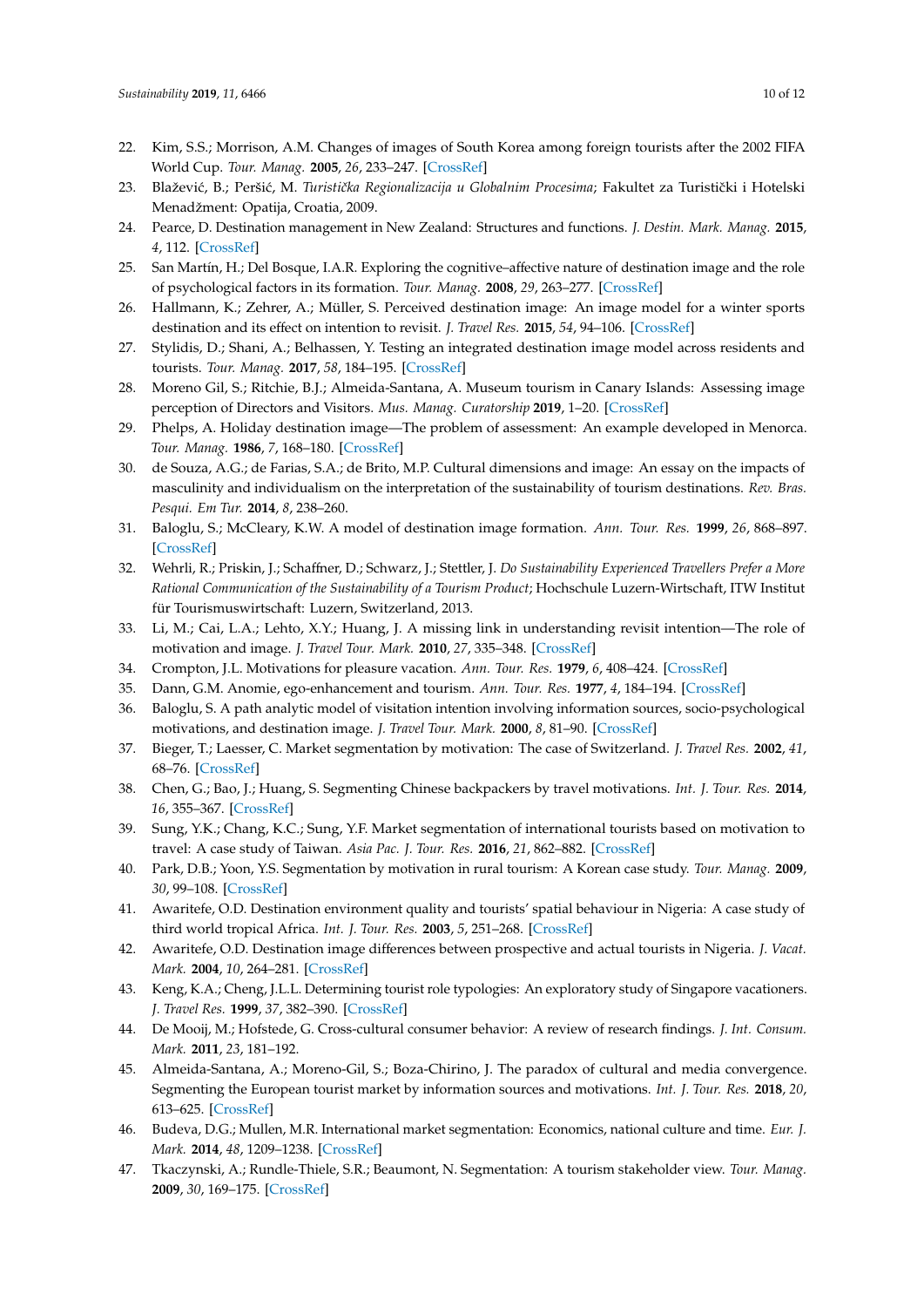22. Kim, S.S.; Morrison, A.M. Changes of images of South Korea among foreign tourists after the 2002 FIFA World Cup. *Tour. Manag.* **2005**, *26*, 233–247. [CrossRef]
23. Blažević, B.; Peršić, M. *Turistička Regionalizacija u Globalnim Procesima*; Fakultet za Turistički i Hotelski Menadžment: Opatija, Croatia, 2009.
24. Pearce, D. Destination management in New Zealand: Structures and functions. *J. Destin. Mark. Manag.* **2015**, *4*, 112. [CrossRef]
25. San Martín, H.; Del Bosque, I.A.R. Exploring the cognitive–affective nature of destination image and the role of psychological factors in its formation. *Tour. Manag.* **2008**, *29*, 263–277. [CrossRef]
26. Hallmann, K.; Zehrer, A.; Müller, S. Perceived destination image: An image model for a winter sports destination and its effect on intention to revisit. *J. Travel Res.* **2015**, *54*, 94–106. [CrossRef]
27. Stylidis, D.; Shani, A.; Belhassen, Y. Testing an integrated destination image model across residents and tourists. *Tour. Manag.* **2017**, *58*, 184–195. [CrossRef]
28. Moreno Gil, S.; Ritchie, B.J.; Almeida-Santana, A. Museum tourism in Canary Islands: Assessing image perception of Directors and Visitors. *Mus. Manag. Curatorship* **2019**, 1–20. [CrossRef]
29. Phelps, A. Holiday destination image—The problem of assessment: An example developed in Menorca. *Tour. Manag.* **1986**, *7*, 168–180. [CrossRef]
30. de Souza, A.G.; de Farias, S.A.; de Brito, M.P. Cultural dimensions and image: An essay on the impacts of masculinity and individualism on the interpretation of the sustainability of tourism destinations. *Rev. Bras. Pesqui. Em Tur.* **2014**, *8*, 238–260.
31. Baloglu, S.; McCleary, K.W. A model of destination image formation. *Ann. Tour. Res.* **1999**, *26*, 868–897. [CrossRef]
32. Wehrli, R.; Priskin, J.; Schaffner, D.; Schwarz, J.; Stettler, J. *Do Sustainability Experienced Travellers Prefer a More Rational Communication of the Sustainability of a Tourism Product*; Hochschule Luzern-Wirtschaft, ITW Institut für Tourismuswirtschaft: Luzern, Switzerland, 2013.
33. Li, M.; Cai, L.A.; Lehto, X.Y.; Huang, J. A missing link in understanding revisit intention—The role of motivation and image. *J. Travel Tour. Mark.* **2010**, *27*, 335–348. [CrossRef]
34. Crompton, J.L. Motivations for pleasure vacation. *Ann. Tour. Res.* **1979**, *6*, 408–424. [CrossRef]
35. Dann, G.M. Anomie, ego-enhancement and tourism. *Ann. Tour. Res.* **1977**, *4*, 184–194. [CrossRef]
36. Baloglu, S. A path analytic model of visitation intention involving information sources, socio-psychological motivations, and destination image. *J. Travel Tour. Mark.* **2000**, *8*, 81–90. [CrossRef]
37. Bieger, T.; Laesser, C. Market segmentation by motivation: The case of Switzerland. *J. Travel Res.* **2002**, *41*, 68–76. [CrossRef]
38. Chen, G.; Bao, J.; Huang, S. Segmenting Chinese backpackers by travel motivations. *Int. J. Tour. Res.* **2014**, *16*, 355–367. [CrossRef]
39. Sung, Y.K.; Chang, K.C.; Sung, Y.F. Market segmentation of international tourists based on motivation to travel: A case study of Taiwan. *Asia Pac. J. Tour. Res.* **2016**, *21*, 862–882. [CrossRef]
40. Park, D.B.; Yoon, Y.S. Segmentation by motivation in rural tourism: A Korean case study. *Tour. Manag.* **2009**, *30*, 99–108. [CrossRef]
41. Awaritefe, O.D. Destination environment quality and tourists' spatial behaviour in Nigeria: A case study of third world tropical Africa. *Int. J. Tour. Res.* **2003**, *5*, 251–268. [CrossRef]
42. Awaritefe, O.D. Destination image differences between prospective and actual tourists in Nigeria. *J. Vacat. Mark.* **2004**, *10*, 264–281. [CrossRef]
43. Keng, K.A.; Cheng, J.L.L. Determining tourist role typologies: An exploratory study of Singapore vacationers. *J. Travel Res.* **1999**, *37*, 382–390. [CrossRef]
44. De Mooij, M.; Hofstede, G. Cross-cultural consumer behavior: A review of research findings. *J. Int. Consum. Mark.* **2011**, *23*, 181–192.
45. Almeida-Santana, A.; Moreno-Gil, S.; Boza-Chirino, J. The paradox of cultural and media convergence. Segmenting the European tourist market by information sources and motivations. *Int. J. Tour. Res.* **2018**, *20*, 613–625. [CrossRef]
46. Budeva, D.G.; Mullen, M.R. International market segmentation: Economics, national culture and time. *Eur. J. Mark.* **2014**, *48*, 1209–1238. [CrossRef]
47. Tkaczynski, A.; Rundle-Thiele, S.R.; Beaumont, N. Segmentation: A tourism stakeholder view. *Tour. Manag.* **2009**, *30*, 169–175. [CrossRef]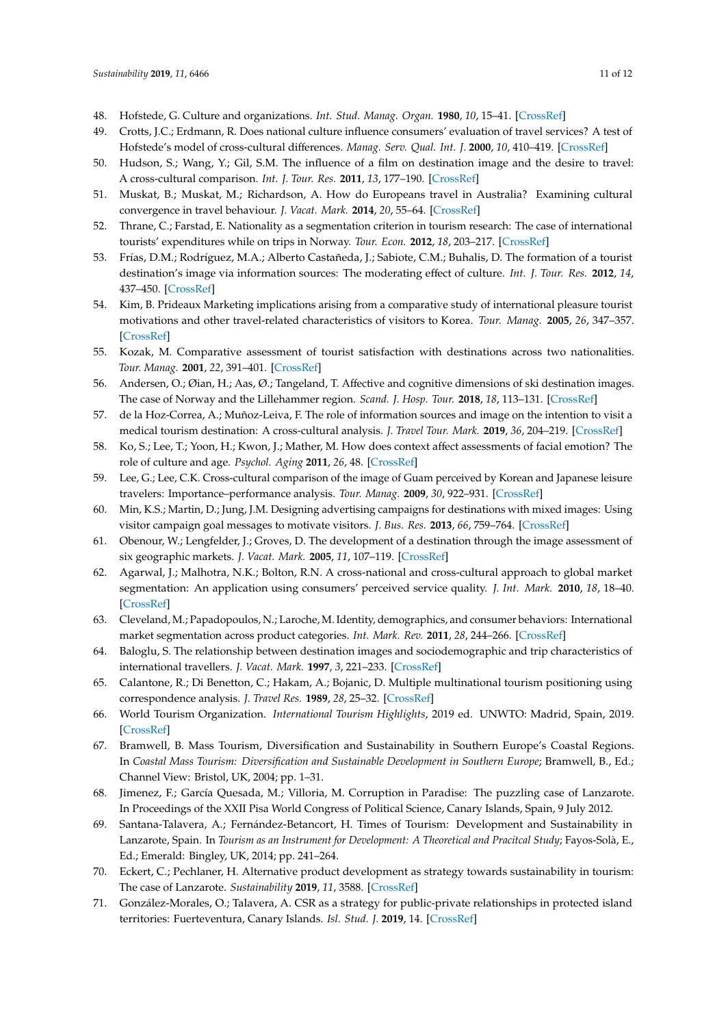48. Hofstede, G. Culture and organizations. *Int. Stud. Manag. Organ.* **1980**, *10*, 15–41. [CrossRef]
49. Crotts, J.C.; Erdmann, R. Does national culture influence consumers' evaluation of travel services? A test of Hofstede's model of cross-cultural differences. *Manag. Serv. Qual. Int. J.* **2000**, *10*, 410–419. [CrossRef]
50. Hudson, S.; Wang, Y.; Gil, S.M. The influence of a film on destination image and the desire to travel: A cross-cultural comparison. *Int. J. Tour. Res.* **2011**, *13*, 177–190. [CrossRef]
51. Muskat, B.; Muskat, M.; Richardson, A. How do Europeans travel in Australia? Examining cultural convergence in travel behaviour. *J. Vacat. Mark.* **2014**, *20*, 55–64. [CrossRef]
52. Thrane, C.; Farstad, E. Nationality as a segmentation criterion in tourism research: The case of international tourists' expenditures while on trips in Norway. *Tour. Econ.* **2012**, *18*, 203–217. [CrossRef]
53. Frías, D.M.; Rodríguez, M.A.; Alberto Castañeda, J.; Sabiote, C.M.; Buhalis, D. The formation of a tourist destination's image via information sources: The moderating effect of culture. *Int. J. Tour. Res.* **2012**, *14*, 437–450. [CrossRef]
54. Kim, B. Prideaux Marketing implications arising from a comparative study of international pleasure tourist motivations and other travel-related characteristics of visitors to Korea. *Tour. Manag.* **2005**, *26*, 347–357. [CrossRef]
55. Kozak, M. Comparative assessment of tourist satisfaction with destinations across two nationalities. *Tour. Manag.* **2001**, *22*, 391–401. [CrossRef]
56. Andersen, O.; Øian, H.; Aas, Ø.; Tangeland, T. Affective and cognitive dimensions of ski destination images. The case of Norway and the Lillehammer region. *Scand. J. Hosp. Tour.* **2018**, *18*, 113–131. [CrossRef]
57. de la Hoz-Correa, A.; Muñoz-Leiva, F. The role of information sources and image on the intention to visit a medical tourism destination: A cross-cultural analysis. *J. Travel Tour. Mark.* **2019**, *36*, 204–219. [CrossRef]
58. Ko, S.; Lee, T.; Yoon, H.; Kwon, J.; Mather, M. How does context affect assessments of facial emotion? The role of culture and age. *Psychol. Aging* **2011**, *26*, 48. [CrossRef]
59. Lee, G.; Lee, C.K. Cross-cultural comparison of the image of Guam perceived by Korean and Japanese leisure travelers: Importance–performance analysis. *Tour. Manag.* **2009**, *30*, 922–931. [CrossRef]
60. Min, K.S.; Martin, D.; Jung, J.M. Designing advertising campaigns for destinations with mixed images: Using visitor campaign goal messages to motivate visitors. *J. Bus. Res.* **2013**, *66*, 759–764. [CrossRef]
61. Obenour, W.; Lengfelder, J.; Groves, D. The development of a destination through the image assessment of six geographic markets. *J. Vacat. Mark.* **2005**, *11*, 107–119. [CrossRef]
62. Agarwal, J.; Malhotra, N.K.; Bolton, R.N. A cross-national and cross-cultural approach to global market segmentation: An application using consumers' perceived service quality. *J. Int. Mark.* **2010**, *18*, 18–40. [CrossRef]
63. Cleveland, M.; Papadopoulos, N.; Laroche, M. Identity, demographics, and consumer behaviors: International market segmentation across product categories. *Int. Mark. Rev.* **2011**, *28*, 244–266. [CrossRef]
64. Baloglu, S. The relationship between destination images and sociodemographic and trip characteristics of international travellers. *J. Vacat. Mark.* **1997**, *3*, 221–233. [CrossRef]
65. Calantone, R.; Di Benetton, C.; Hakam, A.; Bojanic, D. Multiple multinational tourism positioning using correspondence analysis. *J. Travel Res.* **1989**, *28*, 25–32. [CrossRef]
66. World Tourism Organization. *International Tourism Highlights*, 2019 ed. UNWTO: Madrid, Spain, 2019. [CrossRef]
67. Bramwell, B. Mass Tourism, Diversification and Sustainability in Southern Europe's Coastal Regions. In *Coastal Mass Tourism: Diversification and Sustainable Development in Southern Europe*; Bramwell, B., Ed.; Channel View: Bristol, UK, 2004; pp. 1–31.
68. Jimenez, F.; García Quesada, M.; Villoria, M. Corruption in Paradise: The puzzling case of Lanzarote. In Proceedings of the XXII Pisa World Congress of Political Science, Canary Islands, Spain, 9 July 2012.
69. Santana-Talavera, A.; Fernández-Betancort, H. Times of Tourism: Development and Sustainability in Lanzarote, Spain. In *Tourism as an Instrument for Development: A Theoretical and Pracitcal Study*; Fayos-Solà, E., Ed.; Emerald: Bingley, UK, 2014; pp. 241–264.
70. Eckert, C.; Pechlaner, H. Alternative product development as strategy towards sustainability in tourism: The case of Lanzarote. *Sustainability* **2019**, *11*, 3588. [CrossRef]
71. González-Morales, O.; Talavera, A. CSR as a strategy for public-private relationships in protected island territories: Fuerteventura, Canary Islands. *Isl. Stud. J.* **2019**, 14. [CrossRef]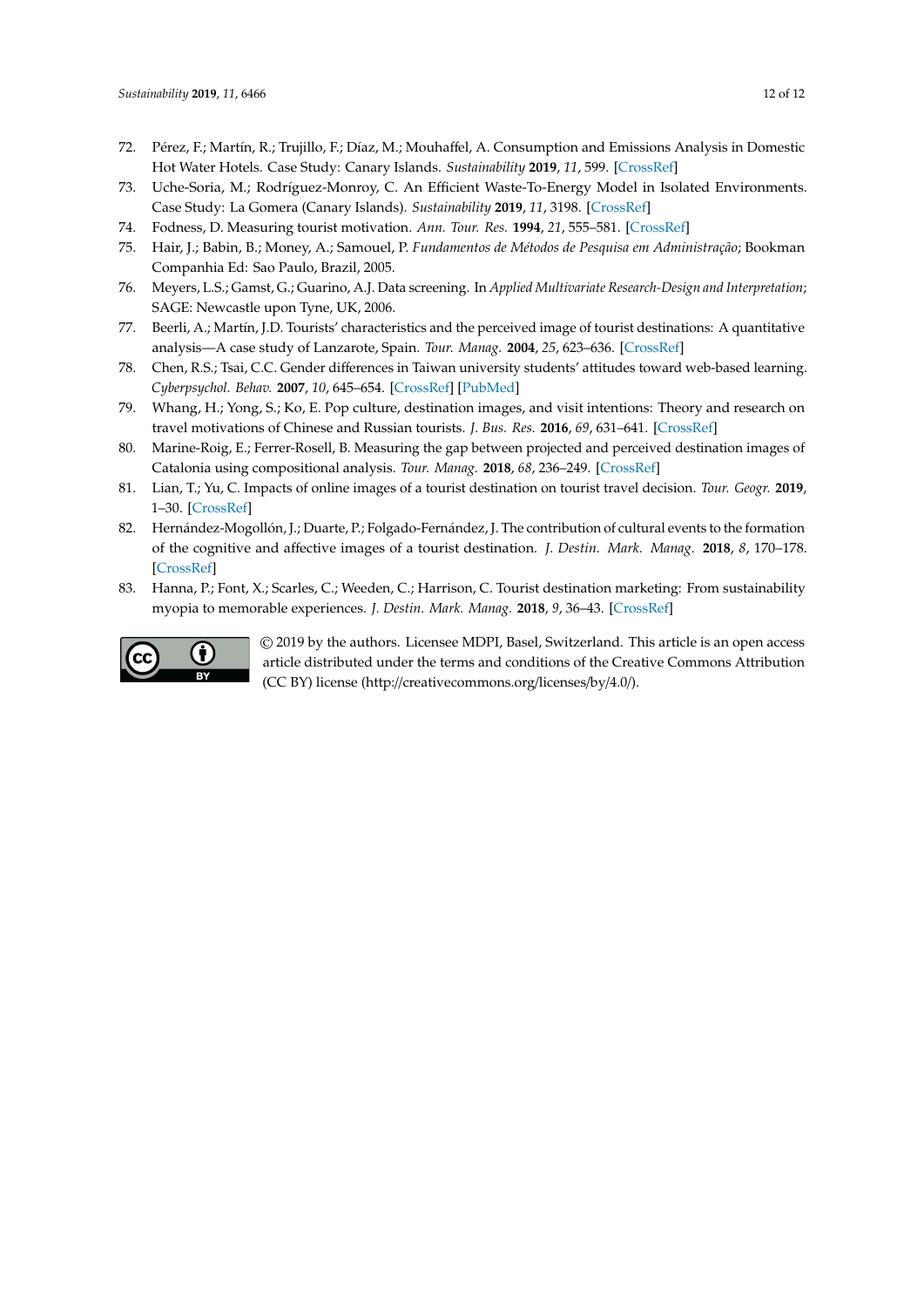72. Pérez, F.; Martín, R.; Trujillo, F.; Díaz, M.; Mouhaffel, A. Consumption and Emissions Analysis in Domestic Hot Water Hotels. Case Study: Canary Islands. *Sustainability* **2019**, *11*, 599. [CrossRef]
73. Uche-Soria, M.; Rodríguez-Monroy, C. An Efficient Waste-To-Energy Model in Isolated Environments. Case Study: La Gomera (Canary Islands). *Sustainability* **2019**, *11*, 3198. [CrossRef]
74. Fodness, D. Measuring tourist motivation. *Ann. Tour. Res.* **1994**, *21*, 555–581. [CrossRef]
75. Hair, J.; Babin, B.; Money, A.; Samouel, P. *Fundamentos de Métodos de Pesquisa em Administração*; Bookman Companhia Ed: Sao Paulo, Brazil, 2005.
76. Meyers, L.S.; Gamst, G.; Guarino, A.J. Data screening. In *Applied Multivariate Research-Design and Interpretation*; SAGE: Newcastle upon Tyne, UK, 2006.
77. Beerli, A.; Martín, J.D. Tourists' characteristics and the perceived image of tourist destinations: A quantitative analysis—A case study of Lanzarote, Spain. *Tour. Manag.* **2004**, *25*, 623–636. [CrossRef]
78. Chen, R.S.; Tsai, C.C. Gender differences in Taiwan university students' attitudes toward web-based learning. *Cyberpsychol. Behav.* **2007**, *10*, 645–654. [CrossRef] [PubMed]
79. Whang, H.; Yong, S.; Ko, E. Pop culture, destination images, and visit intentions: Theory and research on travel motivations of Chinese and Russian tourists. *J. Bus. Res.* **2016**, *69*, 631–641. [CrossRef]
80. Marine-Roig, E.; Ferrer-Rosell, B. Measuring the gap between projected and perceived destination images of Catalonia using compositional analysis. *Tour. Manag.* **2018**, *68*, 236–249. [CrossRef]
81. Lian, T.; Yu, C. Impacts of online images of a tourist destination on tourist travel decision. *Tour. Geogr.* **2019**, 1–30. [CrossRef]
82. Hernández-Mogollón, J.; Duarte, P.; Folgado-Fernández, J. The contribution of cultural events to the formation of the cognitive and affective images of a tourist destination. *J. Destin. Mark. Manag.* **2018**, *8*, 170–178. [CrossRef]
83. Hanna, P.; Font, X.; Scarles, C.; Weeden, C.; Harrison, C. Tourist destination marketing: From sustainability myopia to memorable experiences. *J. Destin. Mark. Manag.* **2018**, *9*, 36–43. [CrossRef]

© 2019 by the authors. Licensee MDPI, Basel, Switzerland. This article is an open access article distributed under the terms and conditions of the Creative Commons Attribution (CC BY) license (http://creativecommons.org/licenses/by/4.0/).